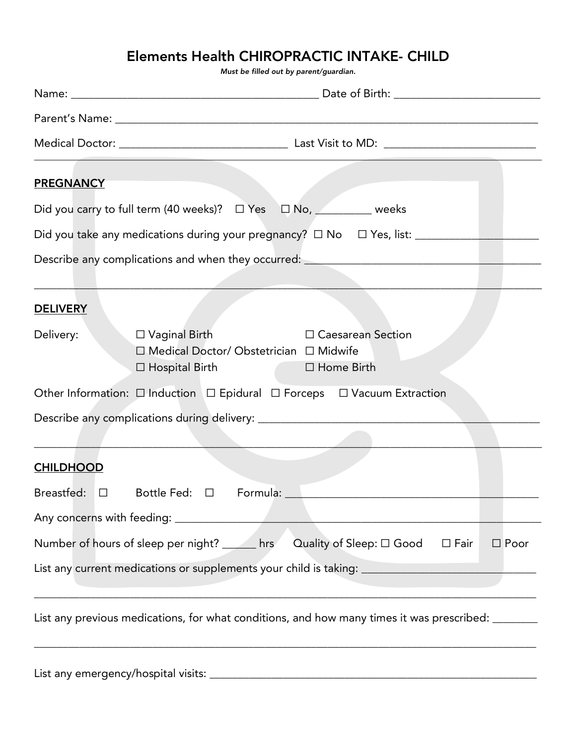# Elements Health CHIROPRACTIC INTAKE- CHILD

*Must be filled out by parent/guardian.*

Name: __________________________________________ Date of Birth: _________________________

Parent's Name: ___________________________________________________________________________

Medical Doctor: _____________________________ Last Visit to MD: __________________________

## PREGNANCY

Did you carry to full term (40 weeks)? ☐ Yes ☐ No, _________ weeks

Did you take any medications during your pregnancy? ☐ No ☐ Yes, list: ____________________

Describe any complications and when they occurred: _______________________________________

___________________________________________________________________________________________

## DELIVERY

Delivery: ☐ Vaginal Birth ☐ Caesarean Section
☐ Medical Doctor/ Obstetrician ☐ Midwife
☐ Hospital Birth ☐ Home Birth

Other Information: ☐ Induction ☐ Epidural ☐ Forceps ☐ Vacuum Extraction

Describe any complications during delivery: _________________________________________________

___________________________________________________________________________________________

## CHILDHOOD

Breastfed: ☐ Bottle Fed: ☐ Formula: __________________________________________

Any concerns with feeding: ______________________________________________________________

Number of hours of sleep per night? ______ hrs Quality of Sleep: ☐ Good ☐ Fair ☐ Poor

List any current medications or supplements your child is taking: _____________________________

___________________________________________________________________________________________

List any previous medications, for what conditions, and how many times it was prescribed: ________

___________________________________________________________________________________________

List any emergency/hospital visits: _________________________________________________________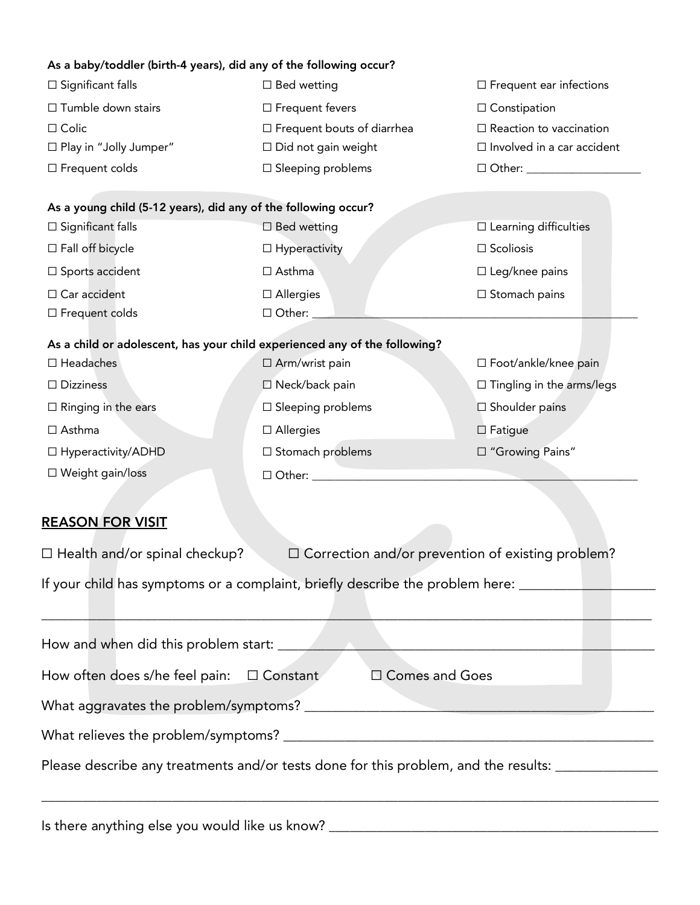**As a baby/toddler (birth-4 years), did any of the following occur?**

☐ Significant falls ☐ Bed wetting ☐ Frequent ear infections

☐ Tumble down stairs ☐ Frequent fevers ☐ Constipation

☐ Colic ☐ Frequent bouts of diarrhea ☐ Reaction to vaccination

☐ Play in "Jolly Jumper" ☐ Did not gain weight ☐ Involved in a car accident

☐ Frequent colds ☐ Sleeping problems ☐ Other: ___________________

**As a young child (5-12 years), did any of the following occur?**

☐ Significant falls ☐ Bed wetting ☐ Learning difficulties

☐ Fall off bicycle ☐ Hyperactivity ☐ Scoliosis

☐ Sports accident ☐ Asthma ☐ Leg/knee pains

☐ Car accident ☐ Allergies ☐ Stomach pains

☐ Frequent colds ☐ Other: ___________________________________________________

**As a child or adolescent, has your child experienced any of the following?**

☐ Headaches ☐ Arm/wrist pain ☐ Foot/ankle/knee pain

☐ Dizziness ☐ Neck/back pain ☐ Tingling in the arms/legs

☐ Ringing in the ears ☐ Sleeping problems ☐ Shoulder pains

☐ Asthma ☐ Allergies ☐ Fatigue

☐ Hyperactivity/ADHD ☐ Stomach problems ☐ "Growing Pains"

☐ Weight gain/loss ☐ Other: ___________________________________________________

## REASON FOR VISIT

☐ Health and/or spinal checkup? ☐ Correction and/or prevention of existing problem?

If your child has symptoms or a complaint, briefly describe the problem here: ___________________

_____________________________________________________________________________________

How and when did this problem start: ______________________________________________________

How often does s/he feel pain: ☐ Constant ☐ Comes and Goes

What aggravates the problem/symptoms? ___________________________________________________

What relieves the problem/symptoms? _____________________________________________________

Please describe any treatments and/or tests done for this problem, and the results: ______________

_____________________________________________________________________________________

Is there anything else you would like us know? _____________________________________________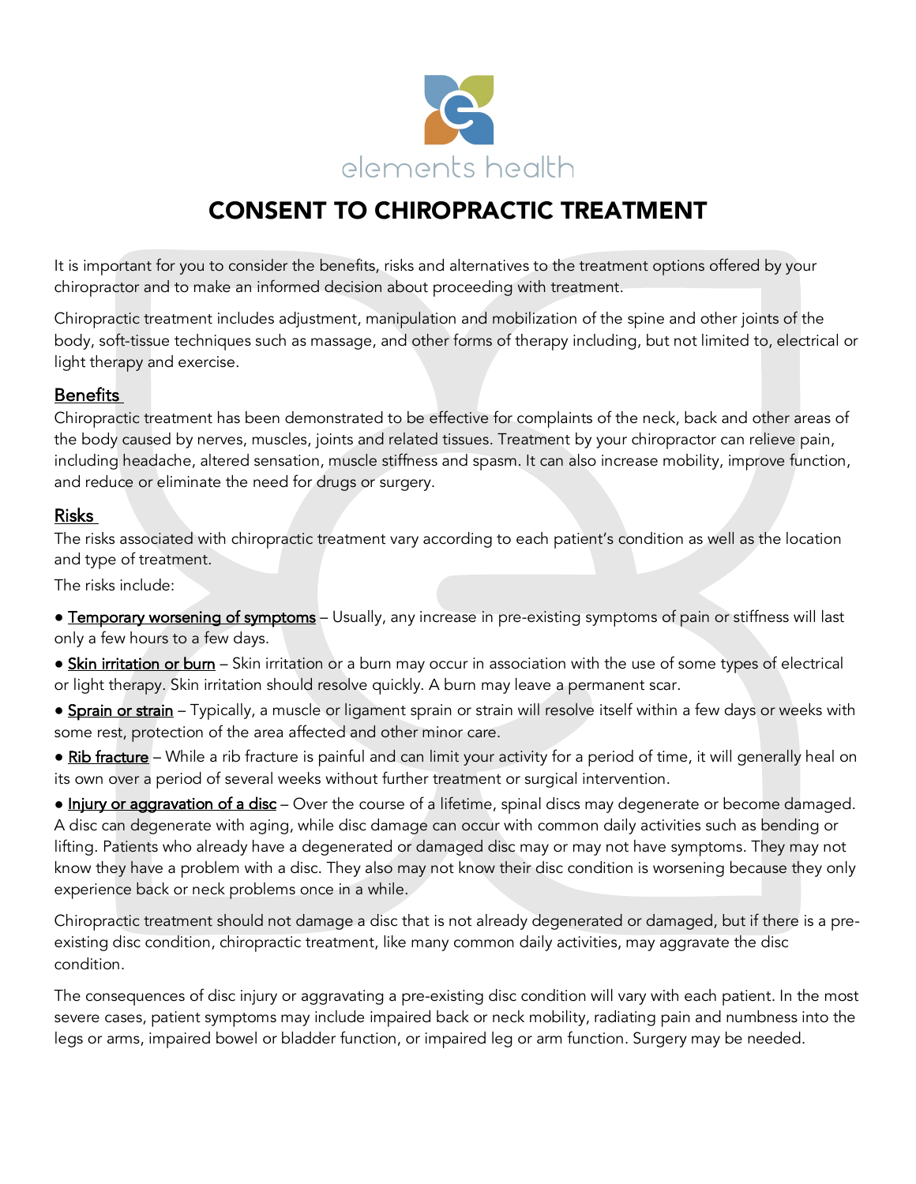elements health

# CONSENT TO CHIROPRACTIC TREATMENT

It is important for you to consider the benefits, risks and alternatives to the treatment options offered by your chiropractor and to make an informed decision about proceeding with treatment.

Chiropractic treatment includes adjustment, manipulation and mobilization of the spine and other joints of the body, soft-tissue techniques such as massage, and other forms of therapy including, but not limited to, electrical or light therapy and exercise.

## Benefits

Chiropractic treatment has been demonstrated to be effective for complaints of the neck, back and other areas of the body caused by nerves, muscles, joints and related tissues. Treatment by your chiropractor can relieve pain, including headache, altered sensation, muscle stiffness and spasm. It can also increase mobility, improve function, and reduce or eliminate the need for drugs or surgery.

## Risks

The risks associated with chiropractic treatment vary according to each patient's condition as well as the location and type of treatment.

The risks include:

- Temporary worsening of symptoms – Usually, any increase in pre-existing symptoms of pain or stiffness will last only a few hours to a few days.
- Skin irritation or burn – Skin irritation or a burn may occur in association with the use of some types of electrical or light therapy. Skin irritation should resolve quickly. A burn may leave a permanent scar.
- Sprain or strain – Typically, a muscle or ligament sprain or strain will resolve itself within a few days or weeks with some rest, protection of the area affected and other minor care.
- Rib fracture – While a rib fracture is painful and can limit your activity for a period of time, it will generally heal on its own over a period of several weeks without further treatment or surgical intervention.
- Injury or aggravation of a disc – Over the course of a lifetime, spinal discs may degenerate or become damaged. A disc can degenerate with aging, while disc damage can occur with common daily activities such as bending or lifting. Patients who already have a degenerated or damaged disc may or may not have symptoms. They may not know they have a problem with a disc. They also may not know their disc condition is worsening because they only experience back or neck problems once in a while.

Chiropractic treatment should not damage a disc that is not already degenerated or damaged, but if there is a pre-existing disc condition, chiropractic treatment, like many common daily activities, may aggravate the disc condition.

The consequences of disc injury or aggravating a pre-existing disc condition will vary with each patient. In the most severe cases, patient symptoms may include impaired back or neck mobility, radiating pain and numbness into the legs or arms, impaired bowel or bladder function, or impaired leg or arm function. Surgery may be needed.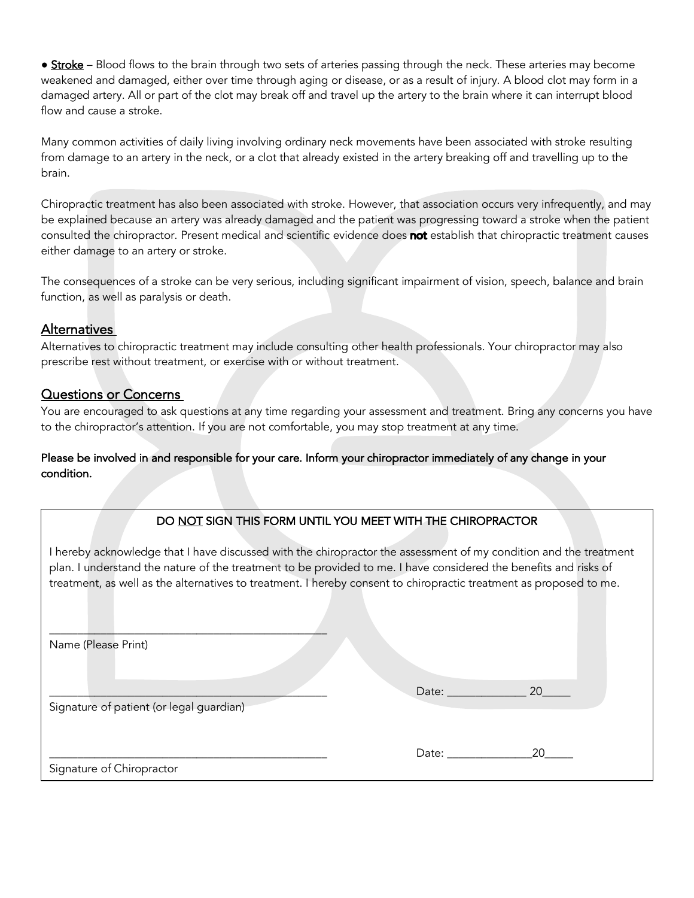• <u>Stroke</u> – Blood flows to the brain through two sets of arteries passing through the neck. These arteries may become weakened and damaged, either over time through aging or disease, or as a result of injury. A blood clot may form in a damaged artery. All or part of the clot may break off and travel up the artery to the brain where it can interrupt blood flow and cause a stroke.

Many common activities of daily living involving ordinary neck movements have been associated with stroke resulting from damage to an artery in the neck, or a clot that already existed in the artery breaking off and travelling up to the brain.

Chiropractic treatment has also been associated with stroke. However, that association occurs very infrequently, and may be explained because an artery was already damaged and the patient was progressing toward a stroke when the patient consulted the chiropractor. Present medical and scientific evidence does **not** establish that chiropractic treatment causes either damage to an artery or stroke.

The consequences of a stroke can be very serious, including significant impairment of vision, speech, balance and brain function, as well as paralysis or death.

## Alternatives

Alternatives to chiropractic treatment may include consulting other health professionals. Your chiropractor may also prescribe rest without treatment, or exercise with or without treatment.

## Questions or Concerns

You are encouraged to ask questions at any time regarding your assessment and treatment. Bring any concerns you have to the chiropractor's attention. If you are not comfortable, you may stop treatment at any time.

**Please be involved in and responsible for your care. Inform your chiropractor immediately of any change in your condition.**

DO <u>NOT</u> SIGN THIS FORM UNTIL YOU MEET WITH THE CHIROPRACTOR

I hereby acknowledge that I have discussed with the chiropractor the assessment of my condition and the treatment plan. I understand the nature of the treatment to be provided to me. I have considered the benefits and risks of treatment, as well as the alternatives to treatment. I hereby consent to chiropractic treatment as proposed to me.

_______________________________________________
Name (Please Print)

_______________________________________________ Date: _____________ 20_____
Signature of patient (or legal guardian)

_______________________________________________ Date: ______________20_____
Signature of Chiropractor